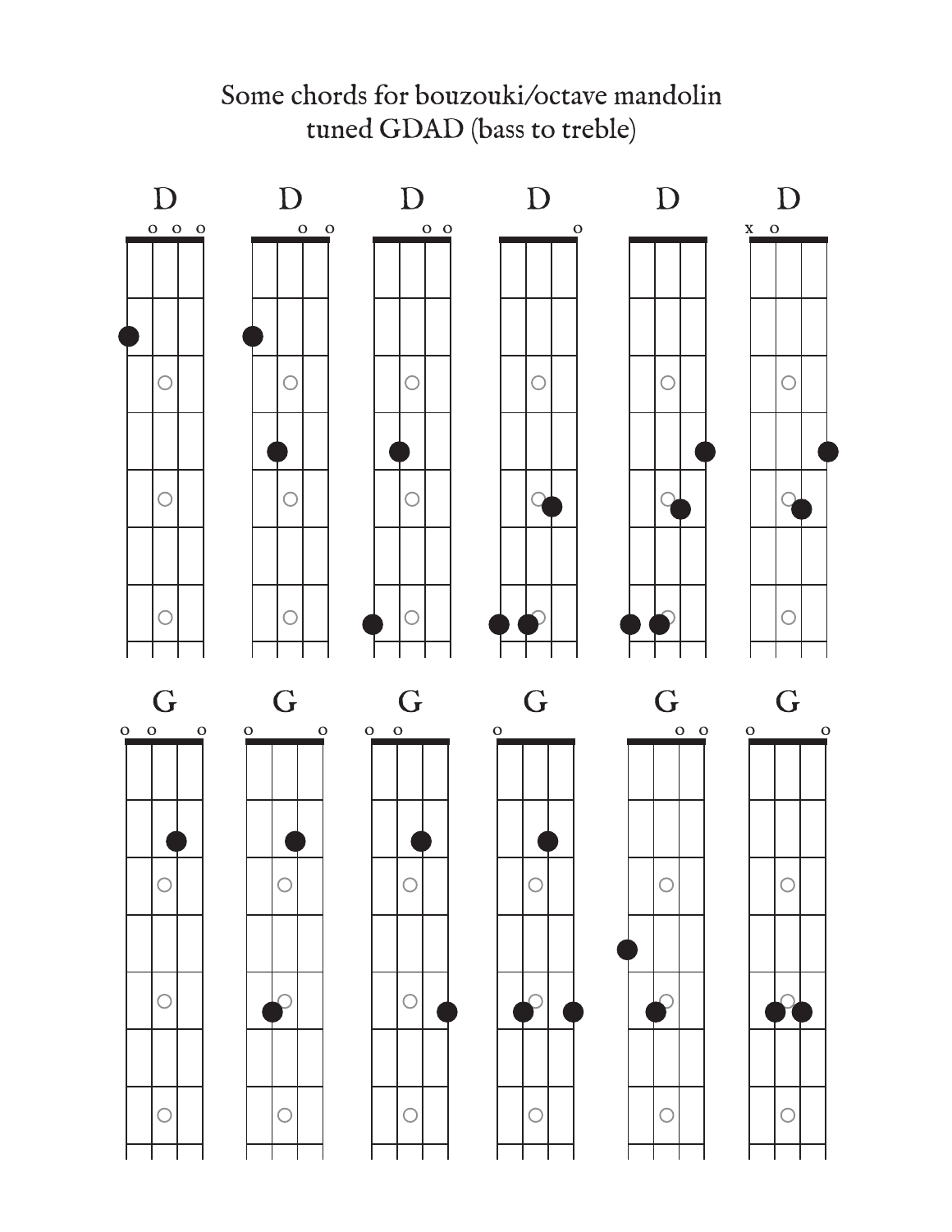# Some chords for bouzouki/octave mandolin tuned GDAD (bass to treble)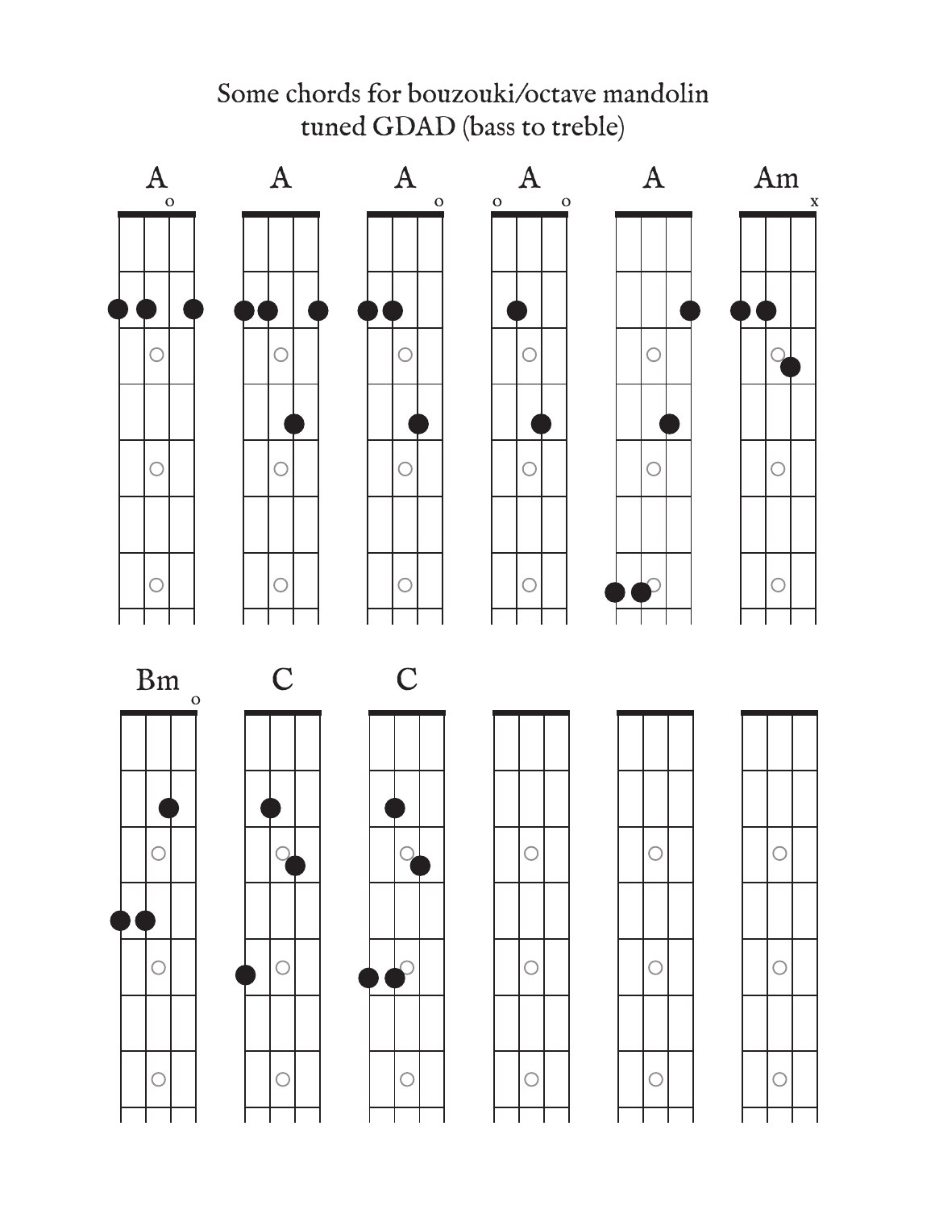# Some chords for bouzouki/octave mandolin tuned GDAD (bass to treble)

A

A

A

A

A

Am

Bm

C

C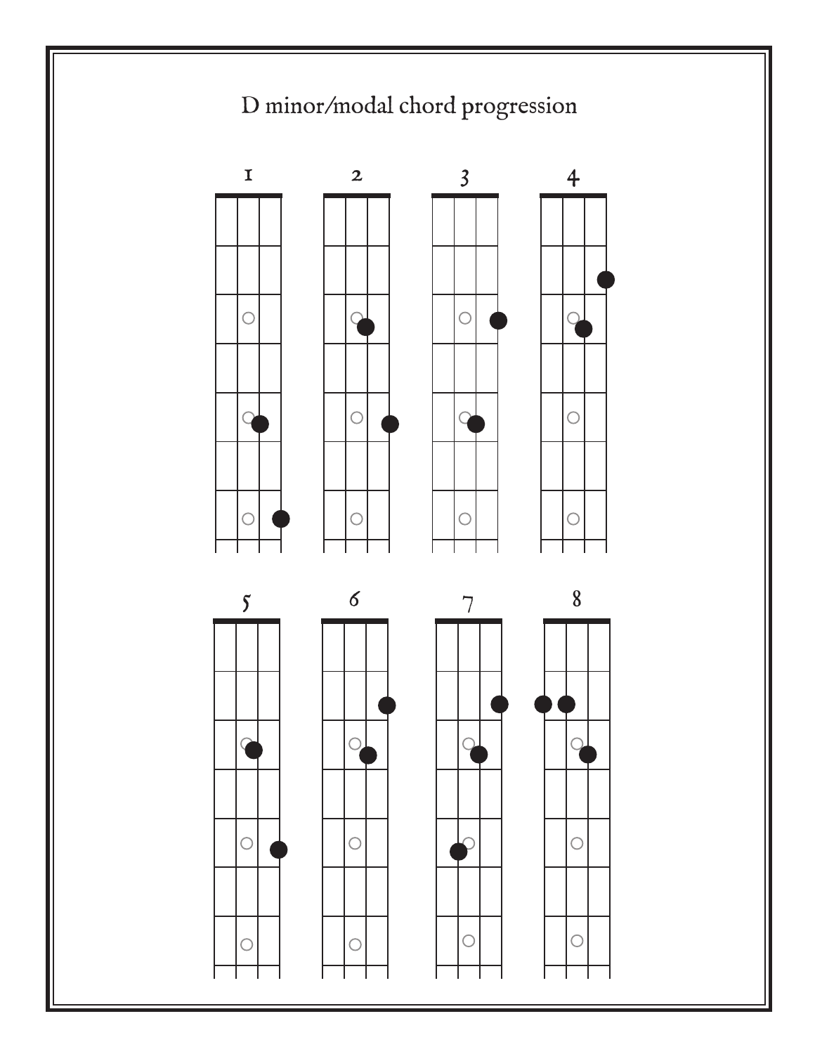# D minor/modal chord progression

1 2 3 4

5 6 7 8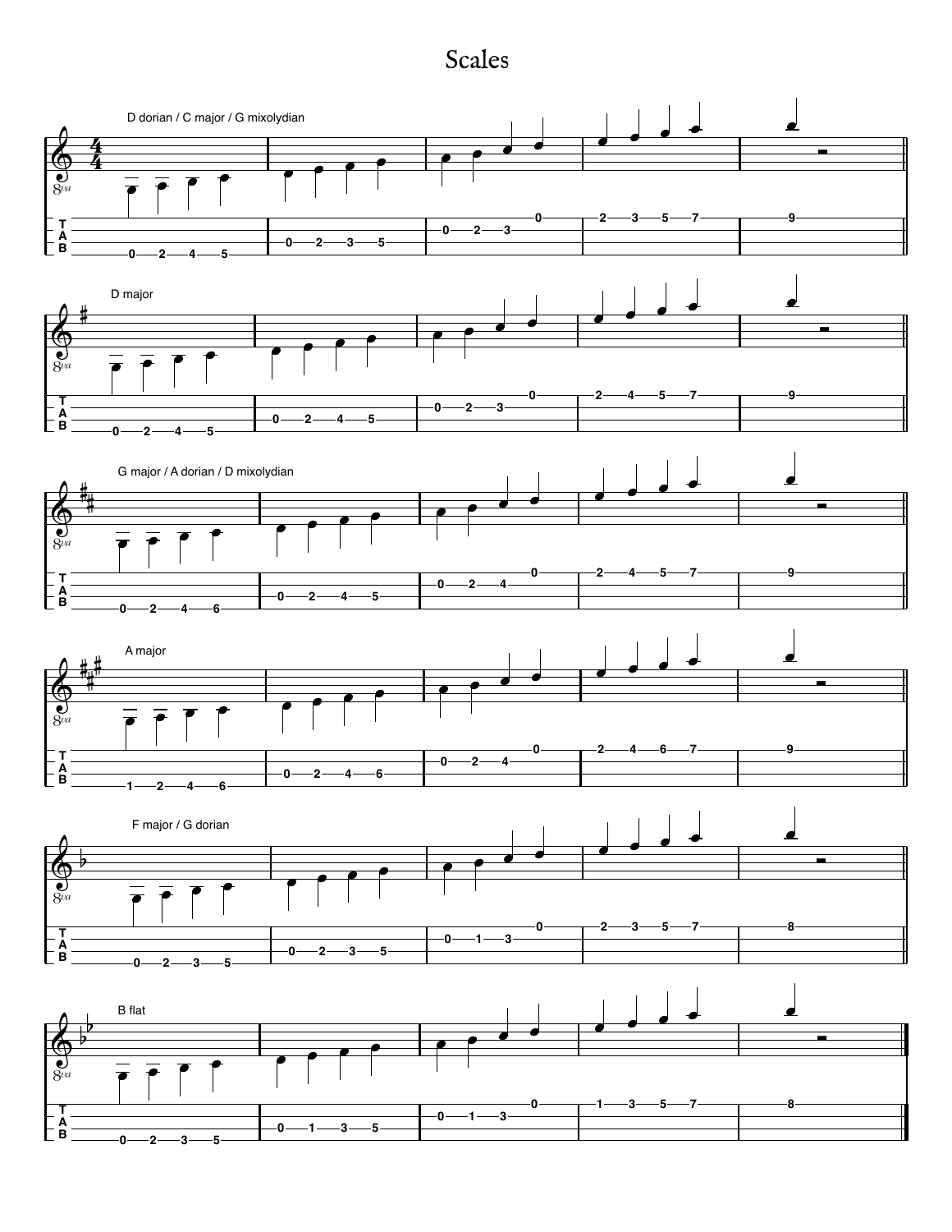# Scales

D dorian / C major / G mixolydian

D major

G major / A dorian / D mixolydian

A major

F major / G dorian

B flat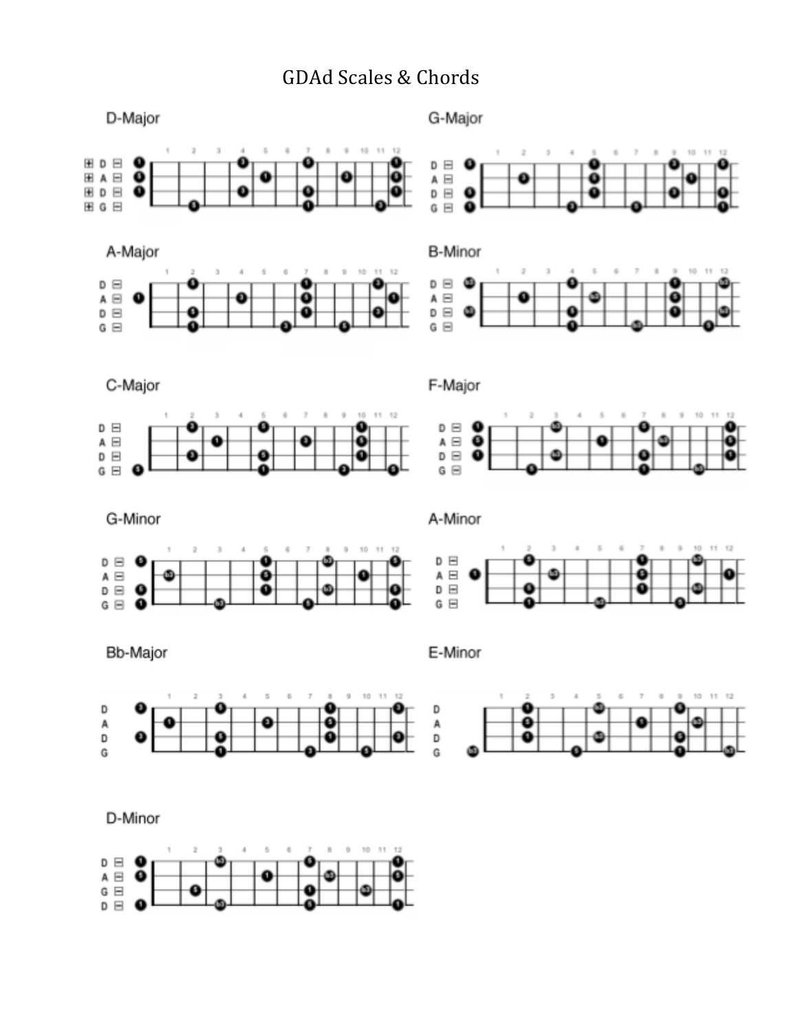# GDAd Scales & Chords

## D-Major

## G-Major

## A-Major

## B-Minor

## C-Major

## F-Major

## G-Minor

## A-Minor

## Bb-Major

## E-Minor

## D-Minor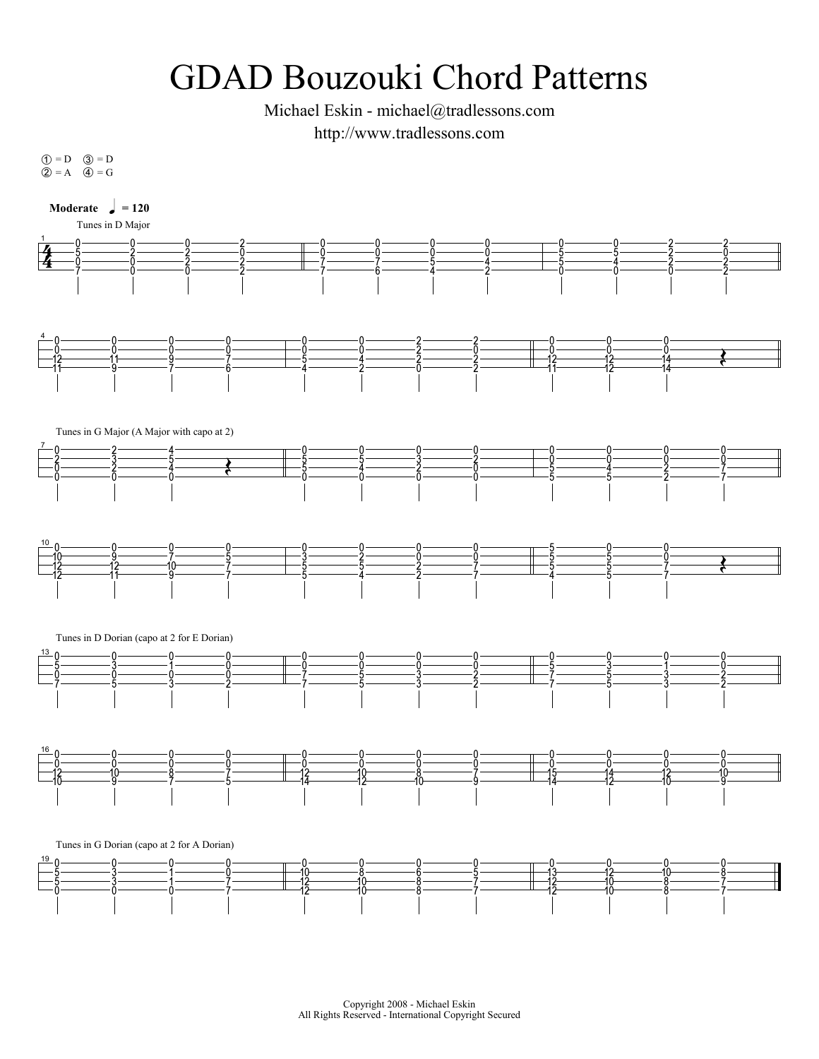# GDAD Bouzouki Chord Patterns

Michael Eskin - michael@tradlessons.com

http://www.tradlessons.com

① = D ③ = D
② = A ④ = G

**Moderate** ♩ = 120

Tunes in D Major

Tunes in G Major (A Major with capo at 2)

Tunes in D Dorian (capo at 2 for E Dorian)

Tunes in G Dorian (capo at 2 for A Dorian)

Copyright 2008 - Michael Eskin
All Rights Reserved - International Copyright Secured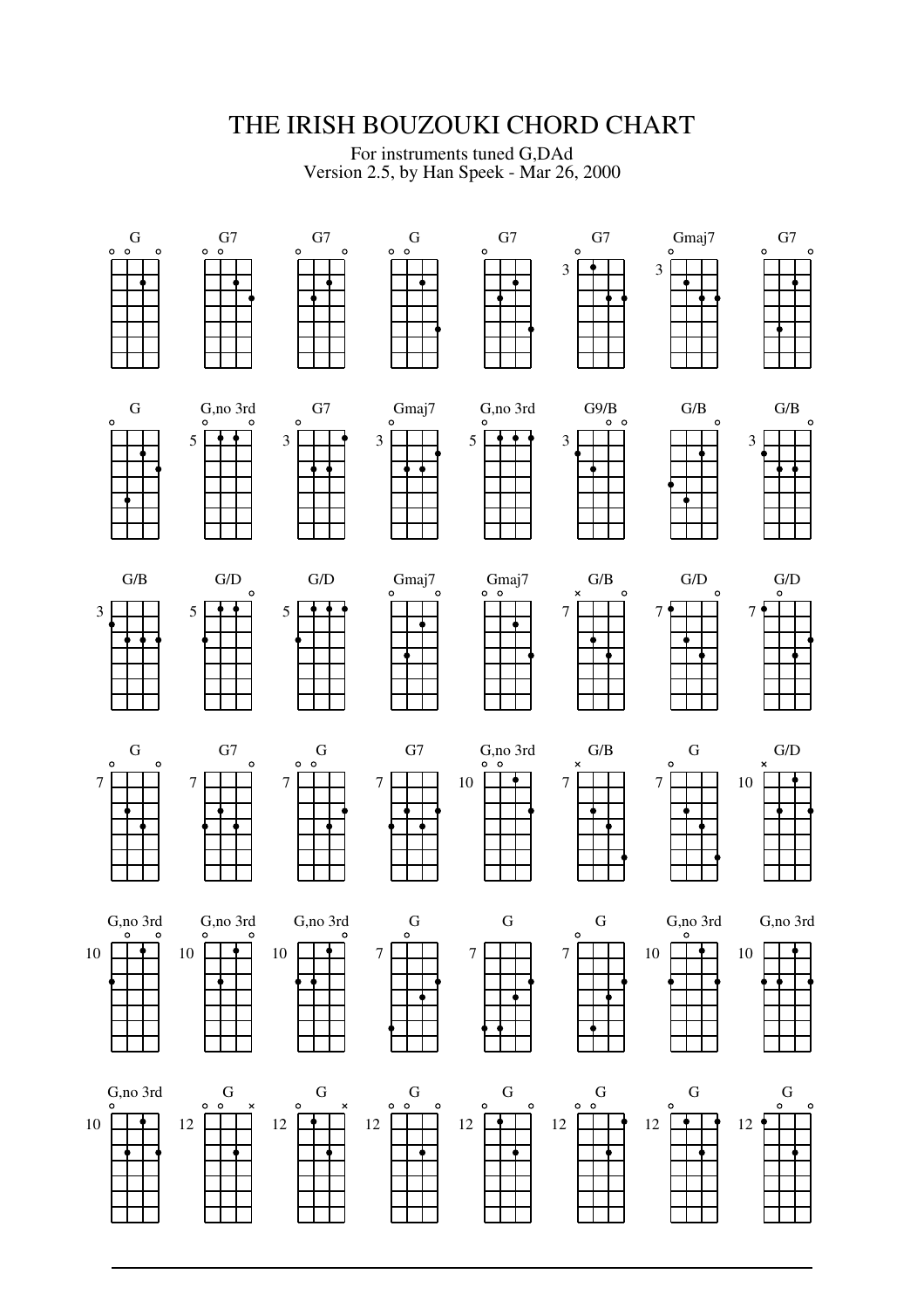# THE IRISH BOUZOUKI CHORD CHART

For instruments tuned G,DAd
Version 2.5, by Han Speek - Mar 26, 2000

G G7 G7 G G7 G7 Gmaj7 G7

G G,no 3rd G7 Gmaj7 G,no 3rd G9/B G/B G/B

G/B G/D G/D Gmaj7 Gmaj7 G/B G/D G/D

G G7 G G7 G,no 3rd G/B G G/D

G,no 3rd G,no 3rd G,no 3rd G G G G,no 3rd G,no 3rd

G,no 3rd G G G G G G G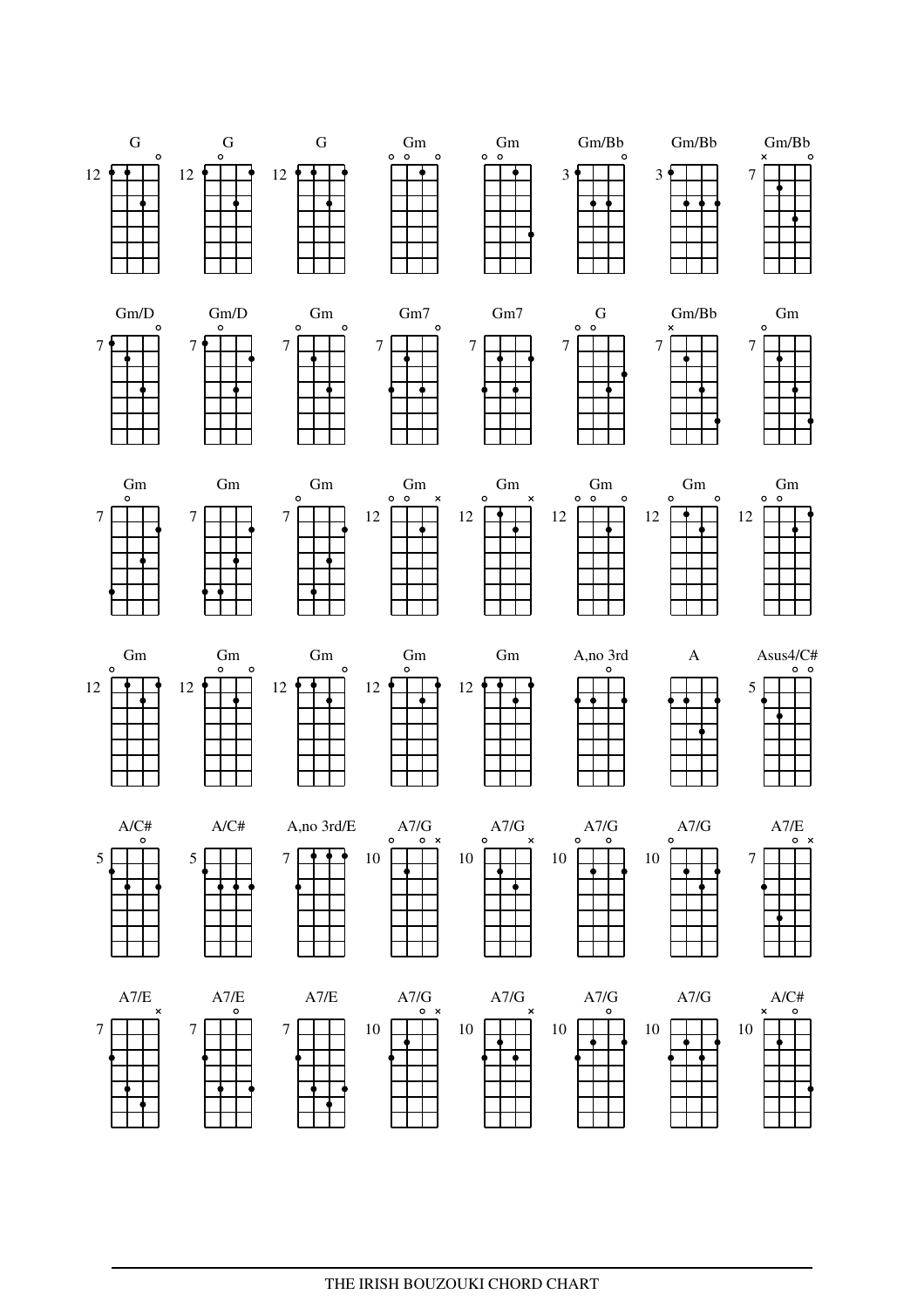| G | G | G | Gm | Gm | Gm/Bb | Gm/Bb | Gm/Bb |
|---|---|---|---|---|---|---|---|
| 12 | 12 | 12 | | | 3 | 3 | 7 |

| Gm/D | Gm/D | Gm | Gm7 | Gm7 | G | Gm/Bb | Gm |
|---|---|---|---|---|---|---|---|
| 7 | 7 | 7 | 7 | 7 | 7 | 7 | 7 |

| Gm | Gm | Gm | Gm | Gm | Gm | Gm | Gm |
|---|---|---|---|---|---|---|---|
| 7 | 7 | 7 | 12 | 12 | 12 | 12 | 12 |

| Gm | Gm | Gm | Gm | Gm | A,no 3rd | A | Asus4/C# |
|---|---|---|---|---|---|---|---|
| 12 | 12 | 12 | 12 | 12 | | | 5 |

| A/C# | A/C# | A,no 3rd/E | A7/G | A7/G | A7/G | A7/G | A7/E |
|---|---|---|---|---|---|---|---|
| 5 | 5 | 7 | 10 | 10 | 10 | 10 | 7 |

| A7/E | A7/E | A7/E | A7/G | A7/G | A7/G | A7/G | A/C# |
|---|---|---|---|---|---|---|---|
| 7 | 7 | 7 | 10 | 10 | 10 | 10 | 10 |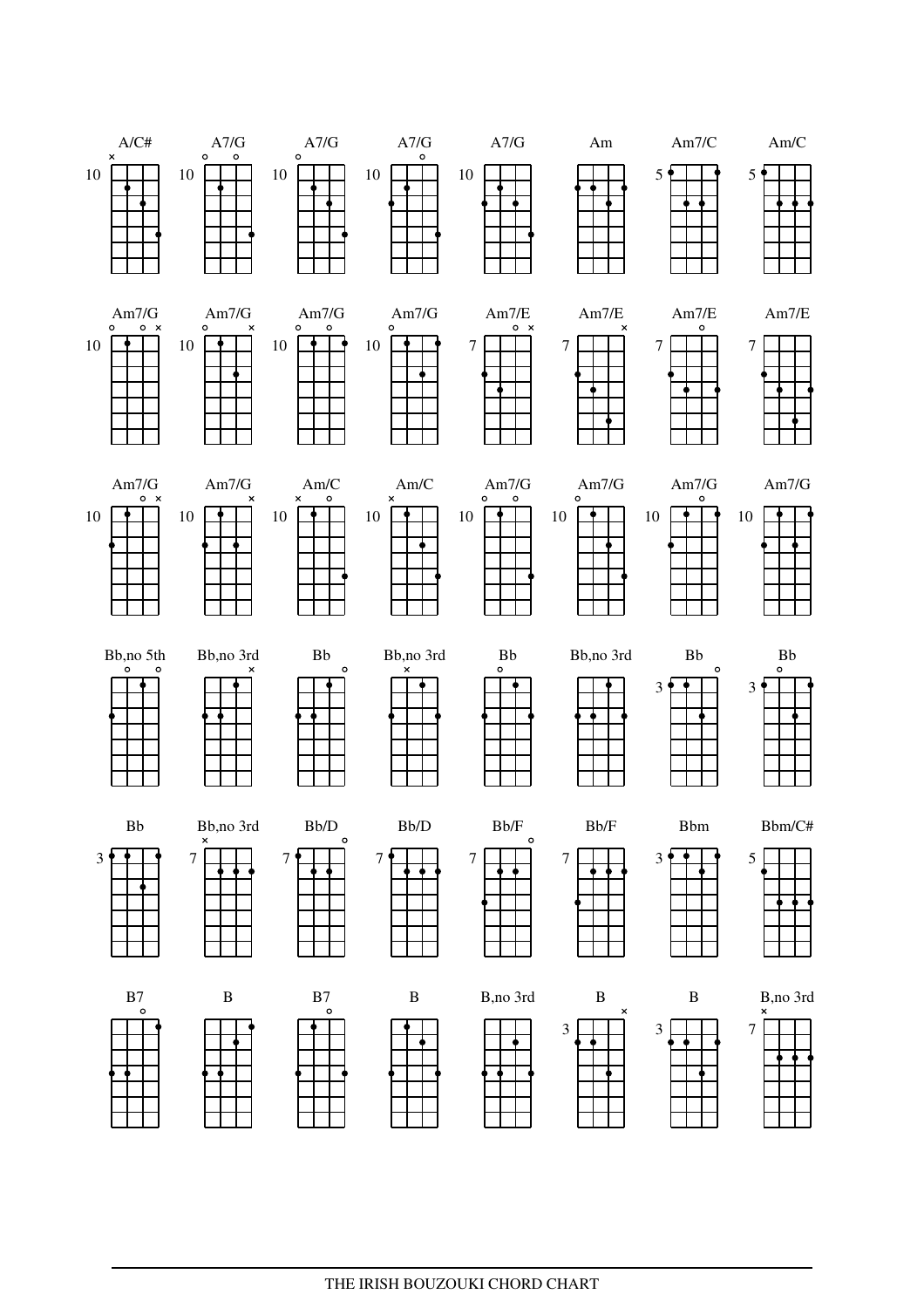A/C# A7/G A7/G A7/G A7/G Am Am7/C Am/C

10 10 10 10 10 5 5

Am7/G Am7/G Am7/G Am7/G Am7/E Am7/E Am7/E Am7/E

10 10 10 10 7 7 7 7

Am7/G Am7/G Am/C Am/C Am7/G Am7/G Am7/G Am7/G

10 10 10 10 10 10 10 10

Bb,no 5th Bb,no 3rd Bb Bb,no 3rd Bb Bb,no 3rd Bb Bb

3 3

Bb Bb,no 3rd Bb/D Bb/D Bb/F Bb/F Bbm Bbm/C#

3 7 7 7 7 7 3 5

B7 B B7 B B,no 3rd B B B,no 3rd

3 3 7

THE IRISH BOUZOUKI CHORD CHART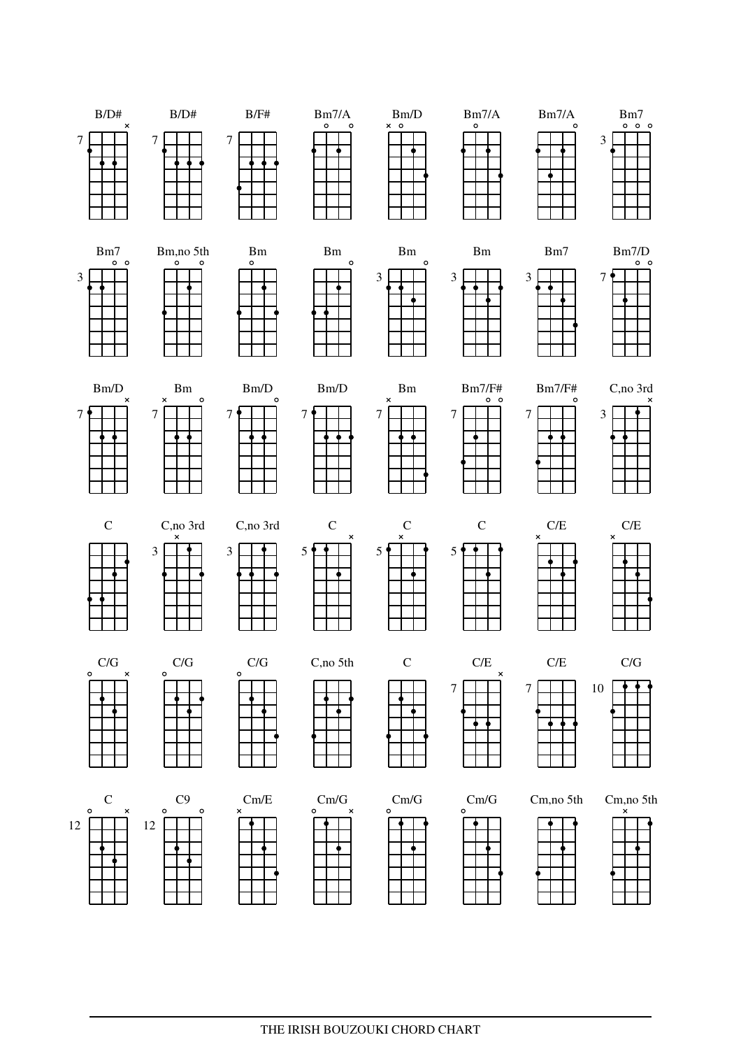B/D# B/D# B/F# Bm7/A Bm/D Bm7/A Bm7/A Bm7

Bm7 Bm,no 5th Bm Bm Bm Bm Bm7 Bm7/D

Bm/D Bm Bm/D Bm/D Bm Bm7/F# Bm7/F# C,no 3rd

C C,no 3rd C,no 3rd C C C C/E C/E

C/G C/G C/G C,no 5th C C/E C/E C/G

C C9 Cm/E Cm/G Cm/G Cm/G Cm,no 5th Cm,no 5th

THE IRISH BOUZOUKI CHORD CHART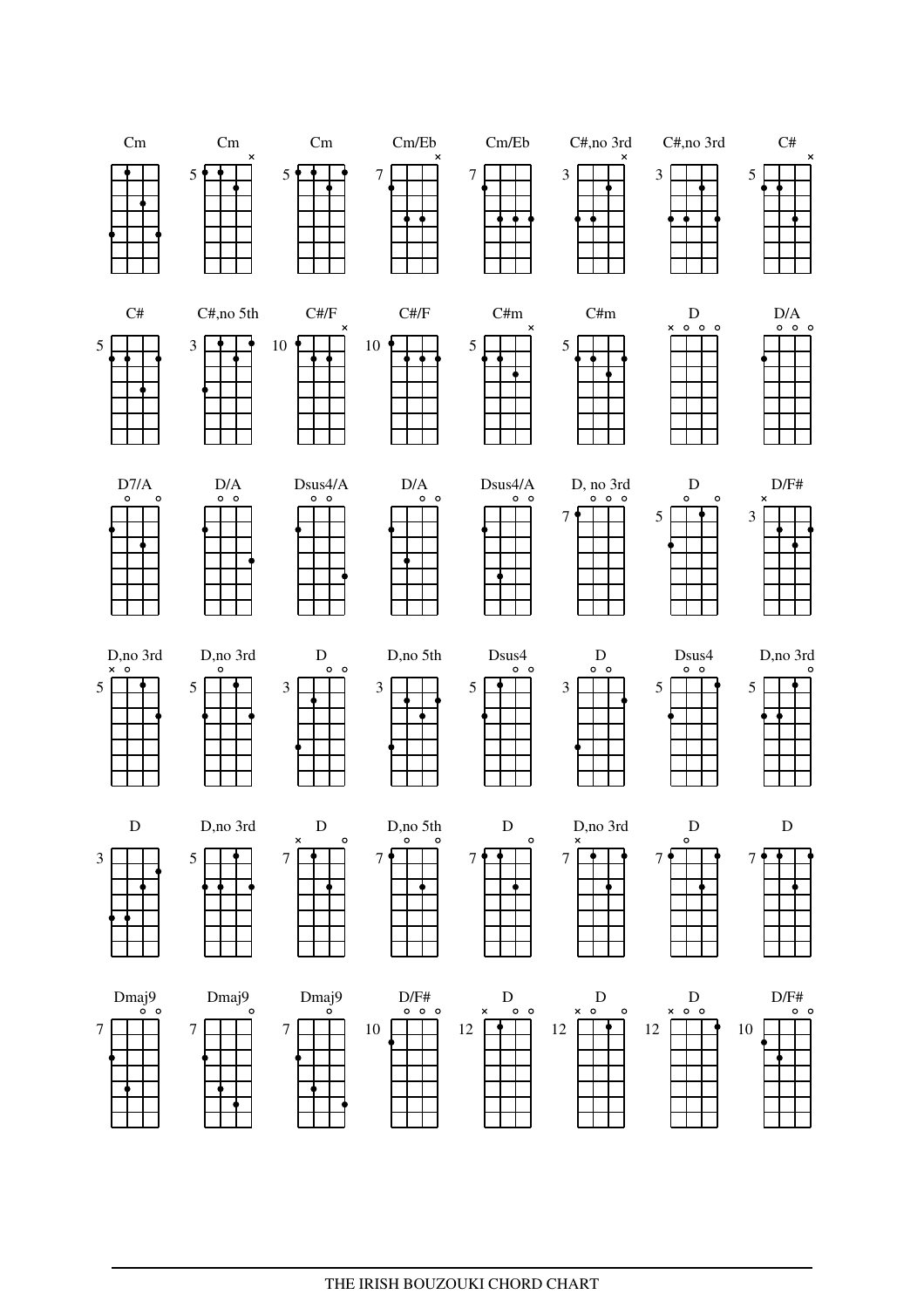Cm Cm Cm Cm/Eb Cm/Eb C#,no 3rd C#,no 3rd C#

C# C#,no 5th C#/F C#/F C#m C#m D D/A

D7/A D/A Dsus4/A D/A Dsus4/A D, no 3rd D D/F#

D,no 3rd D,no 3rd D D,no 5th Dsus4 D Dsus4 D,no 3rd

D D,no 3rd D D,no 5th D D,no 3rd D D

Dmaj9 Dmaj9 Dmaj9 D/F# D D D D/F#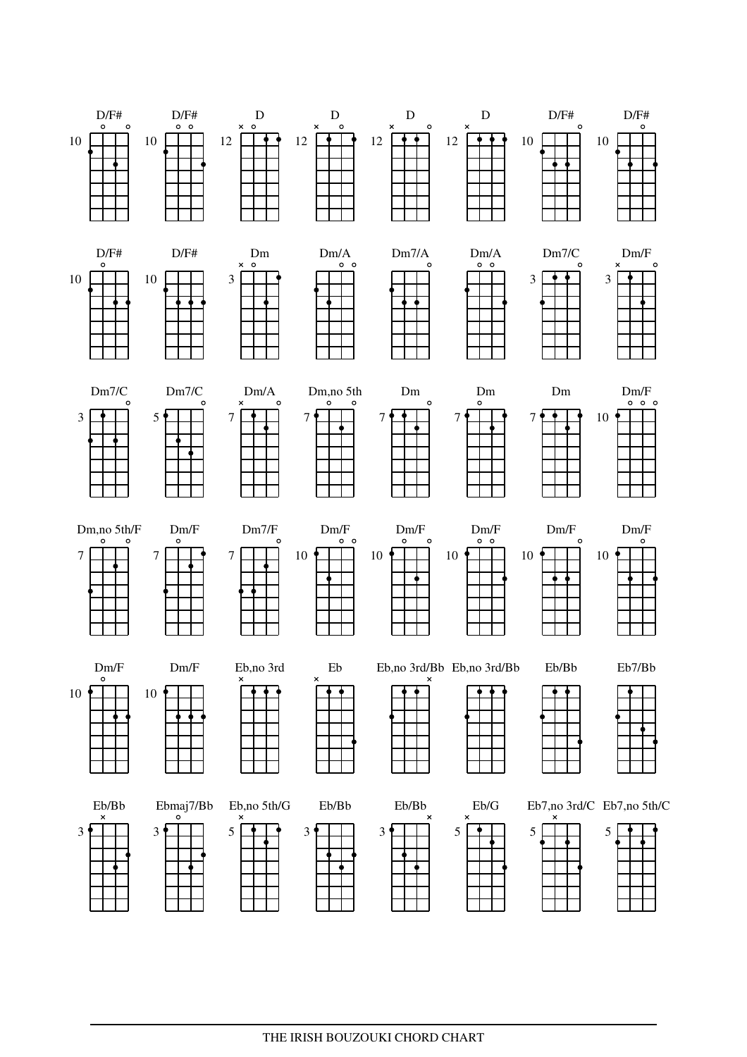| | | | | | | | |
|---|---|---|---|---|---|---|---|
| D/F# | D/F# | D | D | D | D | D/F# | D/F# |
| D/F# | D/F# | Dm | Dm/A | Dm7/A | Dm/A | Dm7/C | Dm/F |
| Dm7/C | Dm7/C | Dm/A | Dm,no 5th | Dm | Dm | Dm | Dm/F |
| Dm,no 5th/F | Dm/F | Dm7/F | Dm/F | Dm/F | Dm/F | Dm/F | Dm/F |
| Dm/F | Dm/F | Eb,no 3rd | Eb | Eb,no 3rd/Bb | Eb,no 3rd/Bb | Eb/Bb | Eb7/Bb |
| Eb/Bb | Ebmaj7/Bb | Eb,no 5th/G | Eb/Bb | Eb/Bb | Eb/G | Eb7,no 3rd/C | Eb7,no 5th/C |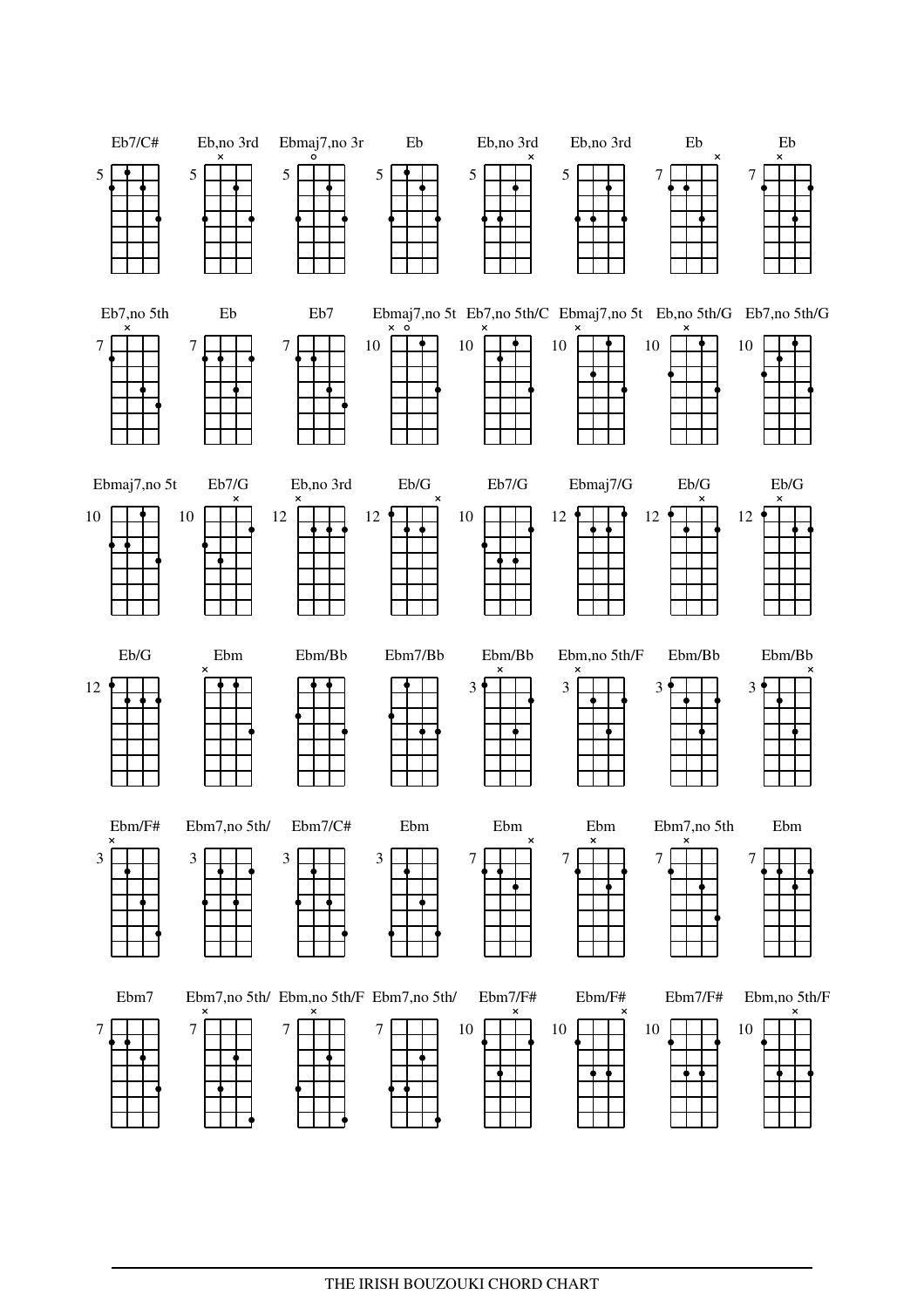Eb7/C# 5 | Eb,no 3rd 5 | Ebmaj7,no 3r 5 | Eb 5 | Eb,no 3rd 5 | Eb,no 3rd 5 | Eb 7 | Eb 7

Eb7,no 5th 7 | Eb 7 | Eb7 7 | Ebmaj7,no 5t 10 | Eb7,no 5th/C 10 | Ebmaj7,no 5t 10 | Eb,no 5th/G 10 | Eb7,no 5th/G 10

Ebmaj7,no 5t 10 | Eb7/G 10 | Eb,no 3rd 12 | Eb/G 12 | Eb7/G 10 | Ebmaj7/G 12 | Eb/G 12 | Eb/G 12

Eb/G 12 | Ebm | Ebm/Bb | Ebm7/Bb | Ebm/Bb 3 | Ebm,no 5th/F 3 | Ebm/Bb 3 | Ebm/Bb 3

Ebm/F# 3 | Ebm7,no 5th/ 3 | Ebm7/C# 3 | Ebm 3 | Ebm 7 | Ebm 7 | Ebm7,no 5th 7 | Ebm 7

Ebm7 7 | Ebm7,no 5th/ 7 | Ebm,no 5th/F 7 | Ebm7,no 5th/ 7 | Ebm7/F# 10 | Ebm/F# 10 | Ebm7/F# 10 | Ebm,no 5th/F 10

THE IRISH BOUZOUKI CHORD CHART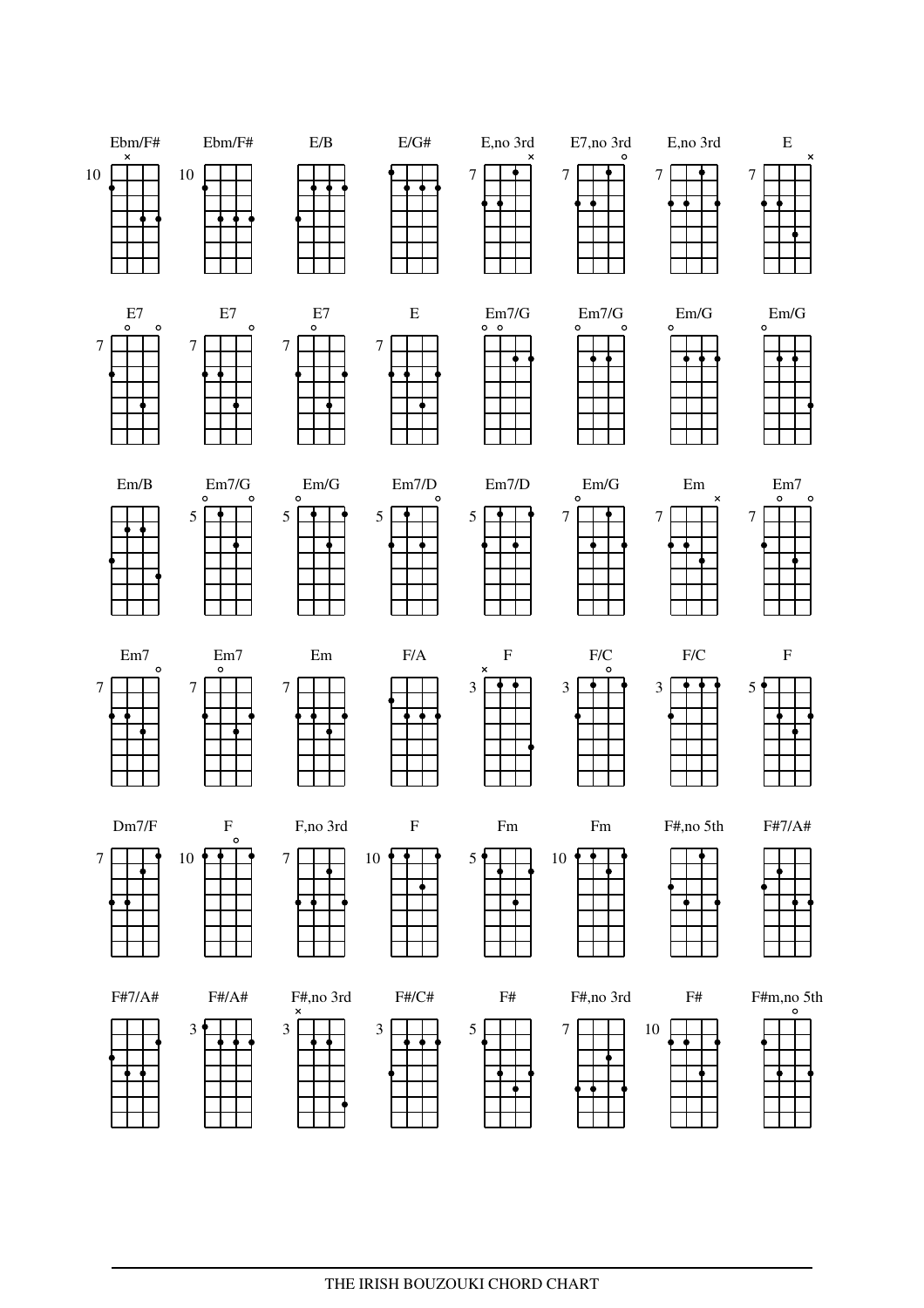| Ebm/F# | Ebm/F# | E/B | E/G# | E,no 3rd | E7,no 3rd | E,no 3rd | E |
|---|---|---|---|---|---|---|---|
| 10 | 10 | | | 7 | 7 | 7 | 7 |

| E7 | E7 | E7 | E | Em7/G | Em7/G | Em/G | Em/G |
|---|---|---|---|---|---|---|---|
| 7 | 7 | 7 | 7 | | | | |

| Em/B | Em7/G | Em/G | Em7/D | Em7/D | Em/G | Em | Em7 |
|---|---|---|---|---|---|---|---|
| | 5 | 5 | 5 | 5 | 7 | 7 | 7 |

| Em7 | Em7 | Em | F/A | F | F/C | F/C | F |
|---|---|---|---|---|---|---|---|
| 7 | 7 | 7 | | 3 | 3 | 3 | 5 |

| Dm7/F | F | F,no 3rd | F | Fm | Fm | F#,no 5th | F#7/A# |
|---|---|---|---|---|---|---|---|
| 7 | 10 | 7 | 10 | 5 | 10 | | |

| F#7/A# | F#/A# | F#,no 3rd | F#/C# | F# | F#,no 3rd | F# | F#m,no 5th |
|---|---|---|---|---|---|---|---|
| | 3 | 3 | 3 | 5 | 7 | 10 | |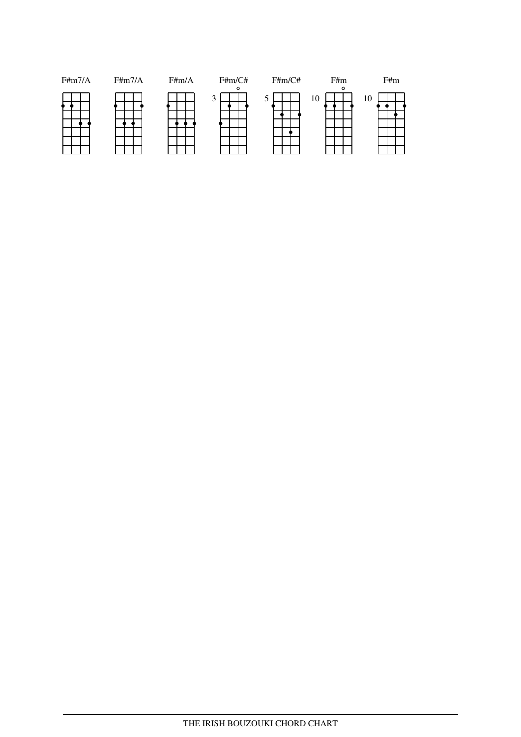F#m7/A

F#m7/A

F#m/A

F#m/C#

3

F#m/C#

5

F#m

10

F#m

10